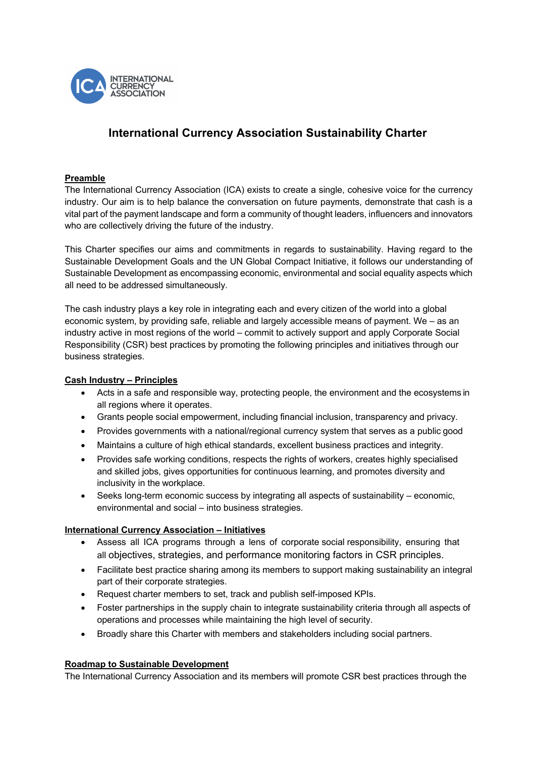INTERNATIONAL CURRENCY ASSOCIATION

# International Currency Association Sustainability Charter

**Preamble**

The International Currency Association (ICA) exists to create a single, cohesive voice for the currency industry. Our aim is to help balance the conversation on future payments, demonstrate that cash is a vital part of the payment landscape and form a community of thought leaders, influencers and innovators who are collectively driving the future of the industry.

This Charter specifies our aims and commitments in regards to sustainability. Having regard to the Sustainable Development Goals and the UN Global Compact Initiative, it follows our understanding of Sustainable Development as encompassing economic, environmental and social equality aspects which all need to be addressed simultaneously.

The cash industry plays a key role in integrating each and every citizen of the world into a global economic system, by providing safe, reliable and largely accessible means of payment. We – as an industry active in most regions of the world – commit to actively support and apply Corporate Social Responsibility (CSR) best practices by promoting the following principles and initiatives through our business strategies.

**Cash Industry – Principles**

- Acts in a safe and responsible way, protecting people, the environment and the ecosystems in all regions where it operates.
- Grants people social empowerment, including financial inclusion, transparency and privacy.
- Provides governments with a national/regional currency system that serves as a public good
- Maintains a culture of high ethical standards, excellent business practices and integrity.
- Provides safe working conditions, respects the rights of workers, creates highly specialised and skilled jobs, gives opportunities for continuous learning, and promotes diversity and inclusivity in the workplace.
- Seeks long-term economic success by integrating all aspects of sustainability – economic, environmental and social – into business strategies.

**International Currency Association – Initiatives**

- Assess all ICA programs through a lens of corporate social responsibility, ensuring that all objectives, strategies, and performance monitoring factors in CSR principles.
- Facilitate best practice sharing among its members to support making sustainability an integral part of their corporate strategies.
- Request charter members to set, track and publish self-imposed KPIs.
- Foster partnerships in the supply chain to integrate sustainability criteria through all aspects of operations and processes while maintaining the high level of security.
- Broadly share this Charter with members and stakeholders including social partners.

**Roadmap to Sustainable Development**

The International Currency Association and its members will promote CSR best practices through the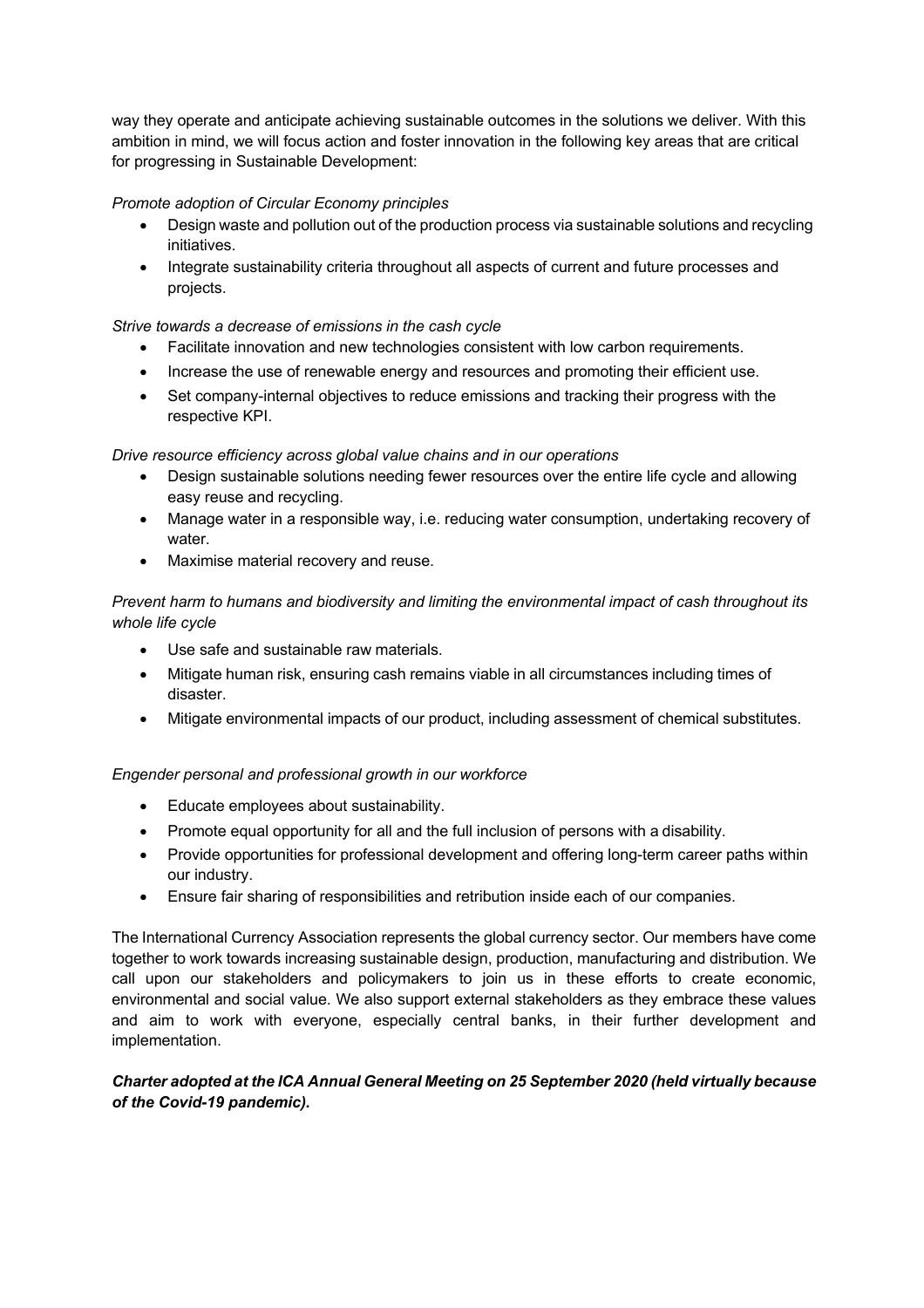way they operate and anticipate achieving sustainable outcomes in the solutions we deliver. With this ambition in mind, we will focus action and foster innovation in the following key areas that are critical for progressing in Sustainable Development:

*Promote adoption of Circular Economy principles*

- Design waste and pollution out of the production process via sustainable solutions and recycling initiatives.
- Integrate sustainability criteria throughout all aspects of current and future processes and projects.

*Strive towards a decrease of emissions in the cash cycle*

- Facilitate innovation and new technologies consistent with low carbon requirements.
- Increase the use of renewable energy and resources and promoting their efficient use.
- Set company-internal objectives to reduce emissions and tracking their progress with the respective KPI.

*Drive resource efficiency across global value chains and in our operations*

- Design sustainable solutions needing fewer resources over the entire life cycle and allowing easy reuse and recycling.
- Manage water in a responsible way, i.e. reducing water consumption, undertaking recovery of water.
- Maximise material recovery and reuse.

*Prevent harm to humans and biodiversity and limiting the environmental impact of cash throughout its whole life cycle*

- Use safe and sustainable raw materials.
- Mitigate human risk, ensuring cash remains viable in all circumstances including times of disaster.
- Mitigate environmental impacts of our product, including assessment of chemical substitutes.

*Engender personal and professional growth in our workforce*

- Educate employees about sustainability.
- Promote equal opportunity for all and the full inclusion of persons with a disability.
- Provide opportunities for professional development and offering long-term career paths within our industry.
- Ensure fair sharing of responsibilities and retribution inside each of our companies.

The International Currency Association represents the global currency sector. Our members have come together to work towards increasing sustainable design, production, manufacturing and distribution. We call upon our stakeholders and policymakers to join us in these efforts to create economic, environmental and social value. We also support external stakeholders as they embrace these values and aim to work with everyone, especially central banks, in their further development and implementation.

***Charter adopted at the ICA Annual General Meeting on 25 September 2020 (held virtually because of the Covid-19 pandemic).***